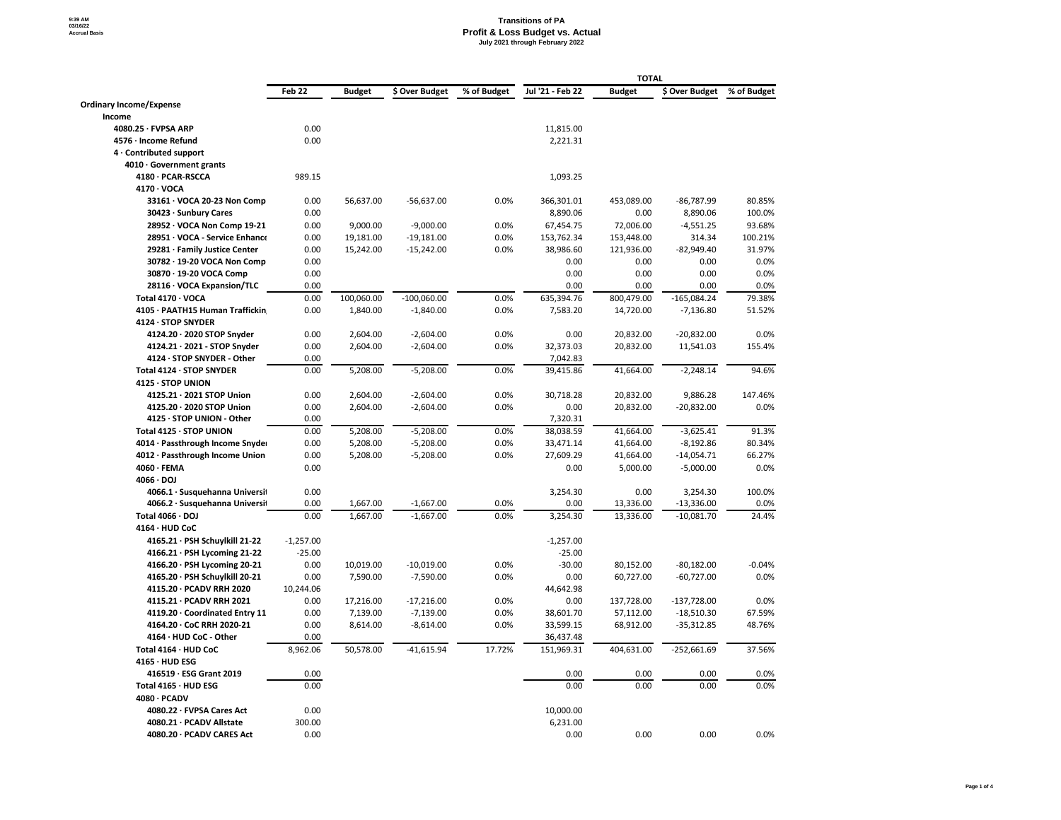9:39 AM
03/16/22
Accrual Basis

# Transitions of PA
## Profit & Loss Budget vs. Actual
### July 2021 through February 2022

| | Feb 22 | Budget | $ Over Budget | % of Budget | TOTAL Jul '21 - Feb 22 | Budget | $ Over Budget | % of Budget |
|---|---|---|---|---|---|---|---|---|
| **Ordinary Income/Expense** | | | | | | | | |
| **Income** | | | | | | | | |
| **4080.25 · FVPSA ARP** | 0.00 | | | | 11,815.00 | | | |
| **4576 · Income Refund** | 0.00 | | | | 2,221.31 | | | |
| **4 · Contributed support** | | | | | | | | |
| **4010 · Government grants** | | | | | | | | |
| **4180 · PCAR-RSCCA** | 989.15 | | | | 1,093.25 | | | |
| **4170 · VOCA** | | | | | | | | |
| **33161 · VOCA 20-23 Non Comp** | 0.00 | 56,637.00 | -56,637.00 | 0.0% | 366,301.01 | 453,089.00 | -86,787.99 | 80.85% |
| **30423 · Sunbury Cares** | 0.00 | | | | 8,890.06 | 0.00 | 8,890.06 | 100.0% |
| **28952 · VOCA Non Comp 19-21** | 0.00 | 9,000.00 | -9,000.00 | 0.0% | 67,454.75 | 72,006.00 | -4,551.25 | 93.68% |
| **28951 · VOCA - Service Enhance** | 0.00 | 19,181.00 | -19,181.00 | 0.0% | 153,762.34 | 153,448.00 | 314.34 | 100.21% |
| **29281 · Family Justice Center** | 0.00 | 15,242.00 | -15,242.00 | 0.0% | 38,986.60 | 121,936.00 | -82,949.40 | 31.97% |
| **30782 · 19-20 VOCA Non Comp** | 0.00 | | | | 0.00 | 0.00 | 0.00 | 0.0% |
| **30870 · 19-20 VOCA Comp** | 0.00 | | | | 0.00 | 0.00 | 0.00 | 0.0% |
| **28116 · VOCA Expansion/TLC** | 0.00 | | | | 0.00 | 0.00 | 0.00 | 0.0% |
| **Total 4170 · VOCA** | 0.00 | 100,060.00 | -100,060.00 | 0.0% | 635,394.76 | 800,479.00 | -165,084.24 | 79.38% |
| **4105 · PAATH15 Human Traffickin** | 0.00 | 1,840.00 | -1,840.00 | 0.0% | 7,583.20 | 14,720.00 | -7,136.80 | 51.52% |
| **4124 · STOP SNYDER** | | | | | | | | |
| **4124.20 · 2020 STOP Snyder** | 0.00 | 2,604.00 | -2,604.00 | 0.0% | 0.00 | 20,832.00 | -20,832.00 | 0.0% |
| **4124.21 · 2021 - STOP Snyder** | 0.00 | 2,604.00 | -2,604.00 | 0.0% | 32,373.03 | 20,832.00 | 11,541.03 | 155.4% |
| **4124 · STOP SNYDER - Other** | 0.00 | | | | 7,042.83 | | | |
| **Total 4124 · STOP SNYDER** | 0.00 | 5,208.00 | -5,208.00 | 0.0% | 39,415.86 | 41,664.00 | -2,248.14 | 94.6% |
| **4125 · STOP UNION** | | | | | | | | |
| **4125.21 · 2021 STOP Union** | 0.00 | 2,604.00 | -2,604.00 | 0.0% | 30,718.28 | 20,832.00 | 9,886.28 | 147.46% |
| **4125.20 · 2020 STOP Union** | 0.00 | 2,604.00 | -2,604.00 | 0.0% | 0.00 | 20,832.00 | -20,832.00 | 0.0% |
| **4125 · STOP UNION - Other** | 0.00 | | | | 7,320.31 | | | |
| **Total 4125 · STOP UNION** | 0.00 | 5,208.00 | -5,208.00 | 0.0% | 38,038.59 | 41,664.00 | -3,625.41 | 91.3% |
| **4014 · Passthrough Income Snyder** | 0.00 | 5,208.00 | -5,208.00 | 0.0% | 33,471.14 | 41,664.00 | -8,192.86 | 80.34% |
| **4012 · Passthrough Income Union** | 0.00 | 5,208.00 | -5,208.00 | 0.0% | 27,609.29 | 41,664.00 | -14,054.71 | 66.27% |
| **4060 · FEMA** | 0.00 | | | | 0.00 | 5,000.00 | -5,000.00 | 0.0% |
| **4066 · DOJ** | | | | | | | | |
| **4066.1 · Susquehanna Universit** | 0.00 | | | | 3,254.30 | 0.00 | 3,254.30 | 100.0% |
| **4066.2 · Susquehanna Universit** | 0.00 | 1,667.00 | -1,667.00 | 0.0% | 0.00 | 13,336.00 | -13,336.00 | 0.0% |
| **Total 4066 · DOJ** | 0.00 | 1,667.00 | -1,667.00 | 0.0% | 3,254.30 | 13,336.00 | -10,081.70 | 24.4% |
| **4164 · HUD CoC** | | | | | | | | |
| **4165.21 · PSH Schuylkill 21-22** | -1,257.00 | | | | -1,257.00 | | | |
| **4166.21 · PSH Lycoming 21-22** | -25.00 | | | | -25.00 | | | |
| **4166.20 · PSH Lycoming 20-21** | 0.00 | 10,019.00 | -10,019.00 | 0.0% | -30.00 | 80,152.00 | -80,182.00 | -0.04% |
| **4165.20 · PSH Schuylkill 20-21** | 0.00 | 7,590.00 | -7,590.00 | 0.0% | 0.00 | 60,727.00 | -60,727.00 | 0.0% |
| **4115.20 · PCADV RRH 2020** | 10,244.06 | | | | 44,642.98 | | | |
| **4115.21 · PCADV RRH 2021** | 0.00 | 17,216.00 | -17,216.00 | 0.0% | 0.00 | 137,728.00 | -137,728.00 | 0.0% |
| **4119.20 · Coordinated Entry 11** | 0.00 | 7,139.00 | -7,139.00 | 0.0% | 38,601.70 | 57,112.00 | -18,510.30 | 67.59% |
| **4164.20 · CoC RRH 2020-21** | 0.00 | 8,614.00 | -8,614.00 | 0.0% | 33,599.15 | 68,912.00 | -35,312.85 | 48.76% |
| **4164 · HUD CoC - Other** | 0.00 | | | | 36,437.48 | | | |
| **Total 4164 · HUD CoC** | 8,962.06 | 50,578.00 | -41,615.94 | 17.72% | 151,969.31 | 404,631.00 | -252,661.69 | 37.56% |
| **4165 · HUD ESG** | | | | | | | | |
| **416519 · ESG Grant 2019** | 0.00 | | | | 0.00 | 0.00 | 0.00 | 0.0% |
| **Total 4165 · HUD ESG** | 0.00 | | | | 0.00 | 0.00 | 0.00 | 0.0% |
| **4080 · PCADV** | | | | | | | | |
| **4080.22 · FVPSA Cares Act** | 0.00 | | | | 10,000.00 | | | |
| **4080.21 · PCADV Allstate** | 300.00 | | | | 6,231.00 | | | |
| **4080.20 · PCADV CARES Act** | 0.00 | | | | 0.00 | 0.00 | 0.00 | 0.0% |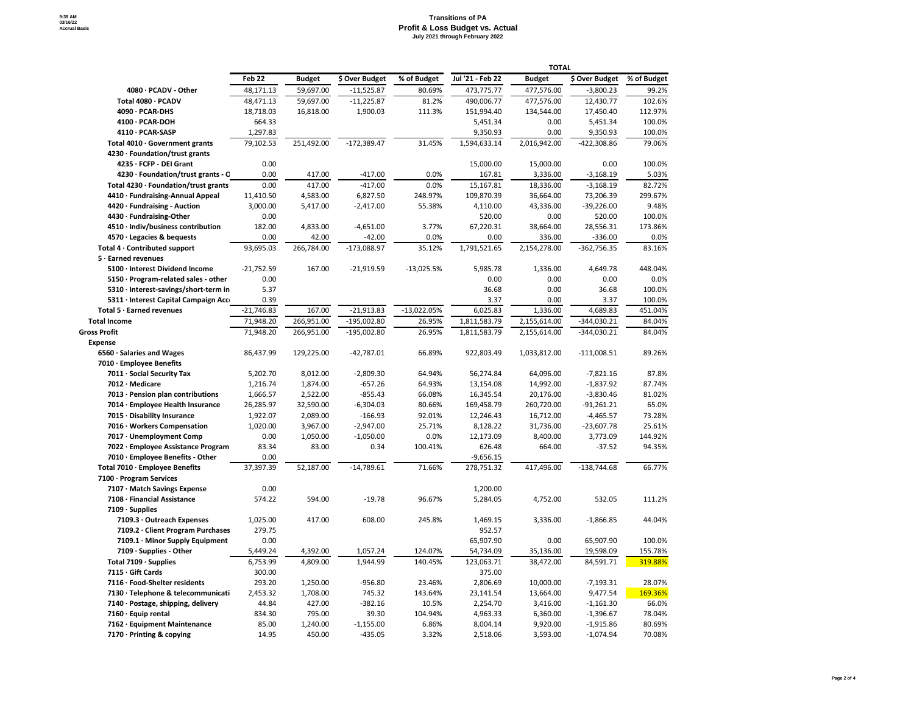**Transitions of PA**
**Profit & Loss Budget vs. Actual**
**July 2021 through February 2022**

9:39 AM
03/16/22
Accrual Basis

| | Feb 22 | Budget | $ Over Budget | % of Budget | Jul '21 - Feb 22 | Budget | $ Over Budget | % of Budget |
|---|---|---|---|---|---|---|---|---|
| | | | | | TOTAL | | | |
| 4080 · PCADV - Other | 48,171.13 | 59,697.00 | -11,525.87 | 80.69% | 473,775.77 | 477,576.00 | -3,800.23 | 99.2% |
| Total 4080 · PCADV | 48,471.13 | 59,697.00 | -11,225.87 | 81.2% | 490,006.77 | 477,576.00 | 12,430.77 | 102.6% |
| 4090 · PCAR-DHS | 18,718.03 | 16,818.00 | 1,900.03 | 111.3% | 151,994.40 | 134,544.00 | 17,450.40 | 112.97% |
| 4100 · PCAR-DOH | 664.33 | | | | 5,451.34 | 0.00 | 5,451.34 | 100.0% |
| 4110 · PCAR-SASP | 1,297.83 | | | | 9,350.93 | 0.00 | 9,350.93 | 100.0% |
| Total 4010 · Government grants | 79,102.53 | 251,492.00 | -172,389.47 | 31.45% | 1,594,633.14 | 2,016,942.00 | -422,308.86 | 79.06% |
| 4230 · Foundation/trust grants | | | | | | | | |
| 4235 · FCFP - DEI Grant | 0.00 | | | | 15,000.00 | 15,000.00 | 0.00 | 100.0% |
| 4230 · Foundation/trust grants - O | 0.00 | 417.00 | -417.00 | 0.0% | 167.81 | 3,336.00 | -3,168.19 | 5.03% |
| Total 4230 · Foundation/trust grants | 0.00 | 417.00 | -417.00 | 0.0% | 15,167.81 | 18,336.00 | -3,168.19 | 82.72% |
| 4410 · Fundraising-Annual Appeal | 11,410.50 | 4,583.00 | 6,827.50 | 248.97% | 109,870.39 | 36,664.00 | 73,206.39 | 299.67% |
| 4420 · Fundraising - Auction | 3,000.00 | 5,417.00 | -2,417.00 | 55.38% | 4,110.00 | 43,336.00 | -39,226.00 | 9.48% |
| 4430 · Fundraising-Other | 0.00 | | | | 520.00 | 0.00 | 520.00 | 100.0% |
| 4510 · Indiv/business contribution | 182.00 | 4,833.00 | -4,651.00 | 3.77% | 67,220.31 | 38,664.00 | 28,556.31 | 173.86% |
| 4570 · Legacies & bequests | 0.00 | 42.00 | -42.00 | 0.0% | 0.00 | 336.00 | -336.00 | 0.0% |
| Total 4 · Contributed support | 93,695.03 | 266,784.00 | -173,088.97 | 35.12% | 1,791,521.65 | 2,154,278.00 | -362,756.35 | 83.16% |
| 5 · Earned revenues | | | | | | | | |
| 5100 · Interest Dividend Income | -21,752.59 | 167.00 | -21,919.59 | -13,025.5% | 5,985.78 | 1,336.00 | 4,649.78 | 448.04% |
| 5150 · Program-related sales - other | 0.00 | | | | 0.00 | 0.00 | 0.00 | 0.0% |
| 5310 · Interest-savings/short-term in | 5.37 | | | | 36.68 | 0.00 | 36.68 | 100.0% |
| 5311 · Interest Capital Campaign Acc | 0.39 | | | | 3.37 | 0.00 | 3.37 | 100.0% |
| Total 5 · Earned revenues | -21,746.83 | 167.00 | -21,913.83 | -13,022.05% | 6,025.83 | 1,336.00 | 4,689.83 | 451.04% |
| Total Income | 71,948.20 | 266,951.00 | -195,002.80 | 26.95% | 1,811,583.79 | 2,155,614.00 | -344,030.21 | 84.04% |
| Gross Profit | 71,948.20 | 266,951.00 | -195,002.80 | 26.95% | 1,811,583.79 | 2,155,614.00 | -344,030.21 | 84.04% |
| Expense | | | | | | | | |
| 6560 · Salaries and Wages | 86,437.99 | 129,225.00 | -42,787.01 | 66.89% | 922,803.49 | 1,033,812.00 | -111,008.51 | 89.26% |
| 7010 · Employee Benefits | | | | | | | | |
| 7011 · Social Security Tax | 5,202.70 | 8,012.00 | -2,809.30 | 64.94% | 56,274.84 | 64,096.00 | -7,821.16 | 87.8% |
| 7012 · Medicare | 1,216.74 | 1,874.00 | -657.26 | 64.93% | 13,154.08 | 14,992.00 | -1,837.92 | 87.74% |
| 7013 · Pension plan contributions | 1,666.57 | 2,522.00 | -855.43 | 66.08% | 16,345.54 | 20,176.00 | -3,830.46 | 81.02% |
| 7014 · Employee Health Insurance | 26,285.97 | 32,590.00 | -6,304.03 | 80.66% | 169,458.79 | 260,720.00 | -91,261.21 | 65.0% |
| 7015 · Disability Insurance | 1,922.07 | 2,089.00 | -166.93 | 92.01% | 12,246.43 | 16,712.00 | -4,465.57 | 73.28% |
| 7016 · Workers Compensation | 1,020.00 | 3,967.00 | -2,947.00 | 25.71% | 8,128.22 | 31,736.00 | -23,607.78 | 25.61% |
| 7017 · Unemployment Comp | 0.00 | 1,050.00 | -1,050.00 | 0.0% | 12,173.09 | 8,400.00 | 3,773.09 | 144.92% |
| 7022 · Employee Assistance Program | 83.34 | 83.00 | 0.34 | 100.41% | 626.48 | 664.00 | -37.52 | 94.35% |
| 7010 · Employee Benefits - Other | 0.00 | | | | -9,656.15 | | | |
| Total 7010 · Employee Benefits | 37,397.39 | 52,187.00 | -14,789.61 | 71.66% | 278,751.32 | 417,496.00 | -138,744.68 | 66.77% |
| 7100 · Program Services | | | | | | | | |
| 7107 · Match Savings Expense | 0.00 | | | | 1,200.00 | | | |
| 7108 · Financial Assistance | 574.22 | 594.00 | -19.78 | 96.67% | 5,284.05 | 4,752.00 | 532.05 | 111.2% |
| 7109 · Supplies | | | | | | | | |
| 7109.3 · Outreach Expenses | 1,025.00 | 417.00 | 608.00 | 245.8% | 1,469.15 | 3,336.00 | -1,866.85 | 44.04% |
| 7109.2 · Client Program Purchases | 279.75 | | | | 952.57 | | | |
| 7109.1 · Minor Supply Equipment | 0.00 | | | | 65,907.90 | 0.00 | 65,907.90 | 100.0% |
| 7109 · Supplies - Other | 5,449.24 | 4,392.00 | 1,057.24 | 124.07% | 54,734.09 | 35,136.00 | 19,598.09 | 155.78% |
| Total 7109 · Supplies | 6,753.99 | 4,809.00 | 1,944.99 | 140.45% | 123,063.71 | 38,472.00 | 84,591.71 | 319.88% |
| 7115 · Gift Cards | 300.00 | | | | 375.00 | | | |
| 7116 · Food-Shelter residents | 293.20 | 1,250.00 | -956.80 | 23.46% | 2,806.69 | 10,000.00 | -7,193.31 | 28.07% |
| 7130 · Telephone & telecommunicati | 2,453.32 | 1,708.00 | 745.32 | 143.64% | 23,141.54 | 13,664.00 | 9,477.54 | 169.36% |
| 7140 · Postage, shipping, delivery | 44.84 | 427.00 | -382.16 | 10.5% | 2,254.70 | 3,416.00 | -1,161.30 | 66.0% |
| 7160 · Equip rental | 834.30 | 795.00 | 39.30 | 104.94% | 4,963.33 | 6,360.00 | -1,396.67 | 78.04% |
| 7162 · Equipment Maintenance | 85.00 | 1,240.00 | -1,155.00 | 6.86% | 8,004.14 | 9,920.00 | -1,915.86 | 80.69% |
| 7170 · Printing & copying | 14.95 | 450.00 | -435.05 | 3.32% | 2,518.06 | 3,593.00 | -1,074.94 | 70.08% |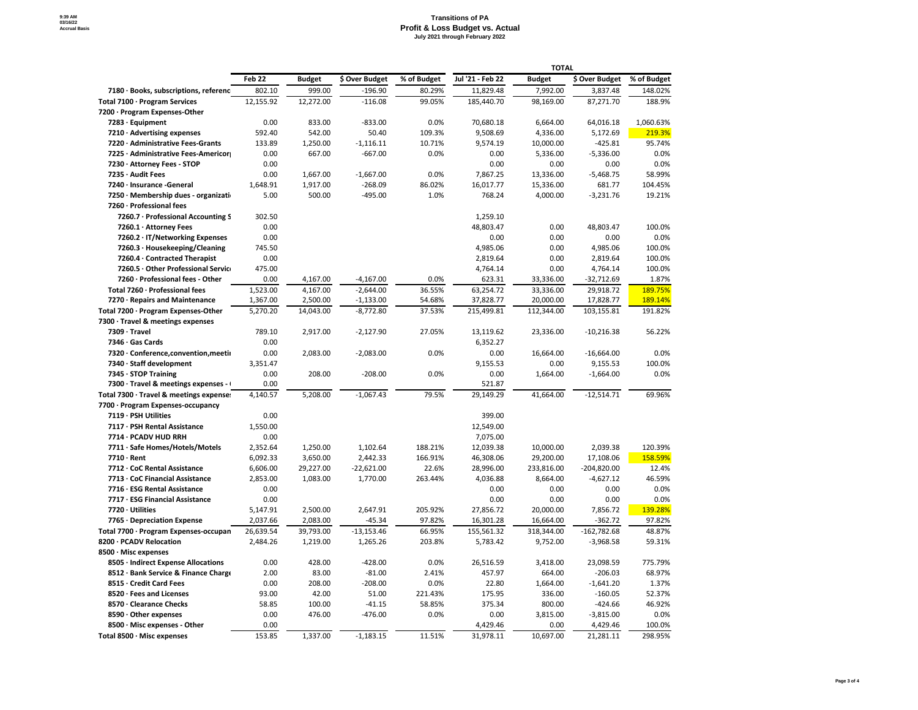# Transitions of PA
## Profit & Loss Budget vs. Actual
### July 2021 through February 2022

9:39 AM
03/16/22
Accrual Basis

| | Feb 22 | Budget | $ Over Budget | % of Budget | TOTAL Jul '21 - Feb 22 | Budget | $ Over Budget | % of Budget |
|---|---|---|---|---|---|---|---|---|
| 7180 · Books, subscriptions, referenc | 802.10 | 999.00 | -196.90 | 80.29% | 11,829.48 | 7,992.00 | 3,837.48 | 148.02% |
| Total 7100 · Program Services | 12,155.92 | 12,272.00 | -116.08 | 99.05% | 185,440.70 | 98,169.00 | 87,271.70 | 188.9% |
| 7200 · Program Expenses-Other | | | | | | | | |
| 7283 · Equipment | 0.00 | 833.00 | -833.00 | 0.0% | 70,680.18 | 6,664.00 | 64,016.18 | 1,060.63% |
| 7210 · Advertising expenses | 592.40 | 542.00 | 50.40 | 109.3% | 9,508.69 | 4,336.00 | 5,172.69 | 219.3% |
| 7220 · Administrative Fees-Grants | 133.89 | 1,250.00 | -1,116.11 | 10.71% | 9,574.19 | 10,000.00 | -425.81 | 95.74% |
| 7225 · Administrative Fees-Americor | 0.00 | 667.00 | -667.00 | 0.0% | 0.00 | 5,336.00 | -5,336.00 | 0.0% |
| 7230 · Attorney Fees - STOP | 0.00 | | | | 0.00 | 0.00 | 0.00 | 0.0% |
| 7235 · Audit Fees | 0.00 | 1,667.00 | -1,667.00 | 0.0% | 7,867.25 | 13,336.00 | -5,468.75 | 58.99% |
| 7240 · Insurance -General | 1,648.91 | 1,917.00 | -268.09 | 86.02% | 16,017.77 | 15,336.00 | 681.77 | 104.45% |
| 7250 · Membership dues - organizati | 5.00 | 500.00 | -495.00 | 1.0% | 768.24 | 4,000.00 | -3,231.76 | 19.21% |
| 7260 · Professional fees | | | | | | | | |
| 7260.7 · Professional Accounting S | 302.50 | | | | 1,259.10 | | | |
| 7260.1 · Attorney Fees | 0.00 | | | | 48,803.47 | 0.00 | 48,803.47 | 100.0% |
| 7260.2 · IT/Networking Expenses | 0.00 | | | | 0.00 | 0.00 | 0.00 | 0.0% |
| 7260.3 · Housekeeping/Cleaning | 745.50 | | | | 4,985.06 | 0.00 | 4,985.06 | 100.0% |
| 7260.4 · Contracted Therapist | 0.00 | | | | 2,819.64 | 0.00 | 2,819.64 | 100.0% |
| 7260.5 · Other Professional Servic | 475.00 | | | | 4,764.14 | 0.00 | 4,764.14 | 100.0% |
| 7260 · Professional fees - Other | 0.00 | 4,167.00 | -4,167.00 | 0.0% | 623.31 | 33,336.00 | -32,712.69 | 1.87% |
| Total 7260 · Professional fees | 1,523.00 | 4,167.00 | -2,644.00 | 36.55% | 63,254.72 | 33,336.00 | 29,918.72 | 189.75% |
| 7270 · Repairs and Maintenance | 1,367.00 | 2,500.00 | -1,133.00 | 54.68% | 37,828.77 | 20,000.00 | 17,828.77 | 189.14% |
| Total 7200 · Program Expenses-Other | 5,270.20 | 14,043.00 | -8,772.80 | 37.53% | 215,499.81 | 112,344.00 | 103,155.81 | 191.82% |
| 7300 · Travel & meetings expenses | | | | | | | | |
| 7309 · Travel | 789.10 | 2,917.00 | -2,127.90 | 27.05% | 13,119.62 | 23,336.00 | -10,216.38 | 56.22% |
| 7346 · Gas Cards | 0.00 | | | | 6,352.27 | | | |
| 7320 · Conference,convention,meeti | 0.00 | 2,083.00 | -2,083.00 | 0.0% | 0.00 | 16,664.00 | -16,664.00 | 0.0% |
| 7340 · Staff development | 3,351.47 | | | | 9,155.53 | 0.00 | 9,155.53 | 100.0% |
| 7345 · STOP Training | 0.00 | 208.00 | -208.00 | 0.0% | 0.00 | 1,664.00 | -1,664.00 | 0.0% |
| 7300 · Travel & meetings expenses - | 0.00 | | | | 521.87 | | | |
| Total 7300 · Travel & meetings expense | 4,140.57 | 5,208.00 | -1,067.43 | 79.5% | 29,149.29 | 41,664.00 | -12,514.71 | 69.96% |
| 7700 · Program Expenses-occupancy | | | | | | | | |
| 7119 · PSH Utilities | 0.00 | | | | 399.00 | | | |
| 7117 · PSH Rental Assistance | 1,550.00 | | | | 12,549.00 | | | |
| 7714 · PCADV HUD RRH | 0.00 | | | | 7,075.00 | | | |
| 7711 · Safe Homes/Hotels/Motels | 2,352.64 | 1,250.00 | 1,102.64 | 188.21% | 12,039.38 | 10,000.00 | 2,039.38 | 120.39% |
| 7710 · Rent | 6,092.33 | 3,650.00 | 2,442.33 | 166.91% | 46,308.06 | 29,200.00 | 17,108.06 | 158.59% |
| 7712 · CoC Rental Assistance | 6,606.00 | 29,227.00 | -22,621.00 | 22.6% | 28,996.00 | 233,816.00 | -204,820.00 | 12.4% |
| 7713 · CoC Financial Assistance | 2,853.00 | 1,083.00 | 1,770.00 | 263.44% | 4,036.88 | 8,664.00 | -4,627.12 | 46.59% |
| 7716 · ESG Rental Assistance | 0.00 | | | | 0.00 | 0.00 | 0.00 | 0.0% |
| 7717 · ESG Financial Assistance | 0.00 | | | | 0.00 | 0.00 | 0.00 | 0.0% |
| 7720 · Utilities | 5,147.91 | 2,500.00 | 2,647.91 | 205.92% | 27,856.72 | 20,000.00 | 7,856.72 | 139.28% |
| 7765 · Depreciation Expense | 2,037.66 | 2,083.00 | -45.34 | 97.82% | 16,301.28 | 16,664.00 | -362.72 | 97.82% |
| Total 7700 · Program Expenses-occupan | 26,639.54 | 39,793.00 | -13,153.46 | 66.95% | 155,561.32 | 318,344.00 | -162,782.68 | 48.87% |
| 8200 · PCADV Relocation | 2,484.26 | 1,219.00 | 1,265.26 | 203.8% | 5,783.42 | 9,752.00 | -3,968.58 | 59.31% |
| 8500 · Misc expenses | | | | | | | | |
| 8505 · Indirect Expense Allocations | 0.00 | 428.00 | -428.00 | 0.0% | 26,516.59 | 3,418.00 | 23,098.59 | 775.79% |
| 8512 · Bank Service & Finance Charg | 2.00 | 83.00 | -81.00 | 2.41% | 457.97 | 664.00 | -206.03 | 68.97% |
| 8515 · Credit Card Fees | 0.00 | 208.00 | -208.00 | 0.0% | 22.80 | 1,664.00 | -1,641.20 | 1.37% |
| 8520 · Fees and Licenses | 93.00 | 42.00 | 51.00 | 221.43% | 175.95 | 336.00 | -160.05 | 52.37% |
| 8570 · Clearance Checks | 58.85 | 100.00 | -41.15 | 58.85% | 375.34 | 800.00 | -424.66 | 46.92% |
| 8590 · Other expenses | 0.00 | 476.00 | -476.00 | 0.0% | 0.00 | 3,815.00 | -3,815.00 | 0.0% |
| 8500 · Misc expenses - Other | 0.00 | | | | 4,429.46 | 0.00 | 4,429.46 | 100.0% |
| Total 8500 · Misc expenses | 153.85 | 1,337.00 | -1,183.15 | 11.51% | 31,978.11 | 10,697.00 | 21,281.11 | 298.95% |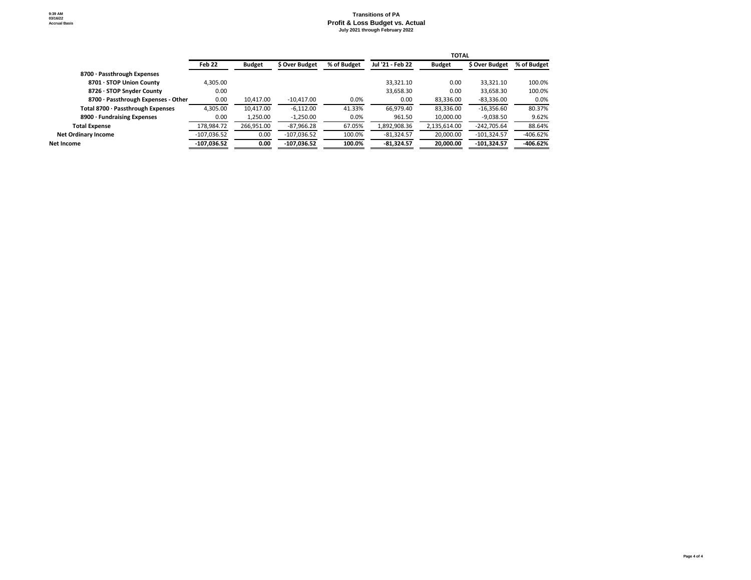**Transitions of PA**
**Profit & Loss Budget vs. Actual**
**July 2021 through February 2022**

9:39 AM
03/16/22
Accrual Basis

| | Feb 22 | Budget | $ Over Budget | % of Budget | TOTAL | | | |
|---|---|---|---|---|---|---|---|---|
| | | | | | Jul '21 - Feb 22 | Budget | $ Over Budget | % of Budget |
| **8700 · Passthrough Expenses** | | | | | | | | |
| **8701 · STOP Union County** | 4,305.00 | | | | 33,321.10 | 0.00 | 33,321.10 | 100.0% |
| **8726 · STOP Snyder County** | 0.00 | | | | 33,658.30 | 0.00 | 33,658.30 | 100.0% |
| **8700 · Passthrough Expenses - Other** | 0.00 | 10,417.00 | -10,417.00 | 0.0% | 0.00 | 83,336.00 | -83,336.00 | 0.0% |
| **Total 8700 · Passthrough Expenses** | 4,305.00 | 10,417.00 | -6,112.00 | 41.33% | 66,979.40 | 83,336.00 | -16,356.60 | 80.37% |
| **8900 · Fundraising Expenses** | 0.00 | 1,250.00 | -1,250.00 | 0.0% | 961.50 | 10,000.00 | -9,038.50 | 9.62% |
| **Total Expense** | 178,984.72 | 266,951.00 | -87,966.28 | 67.05% | 1,892,908.36 | 2,135,614.00 | -242,705.64 | 88.64% |
| **Net Ordinary Income** | -107,036.52 | 0.00 | -107,036.52 | 100.0% | -81,324.57 | 20,000.00 | -101,324.57 | -406.62% |
| **Net Income** | **-107,036.52** | **0.00** | **-107,036.52** | **100.0%** | **-81,324.57** | **20,000.00** | **-101,324.57** | **-406.62%** |